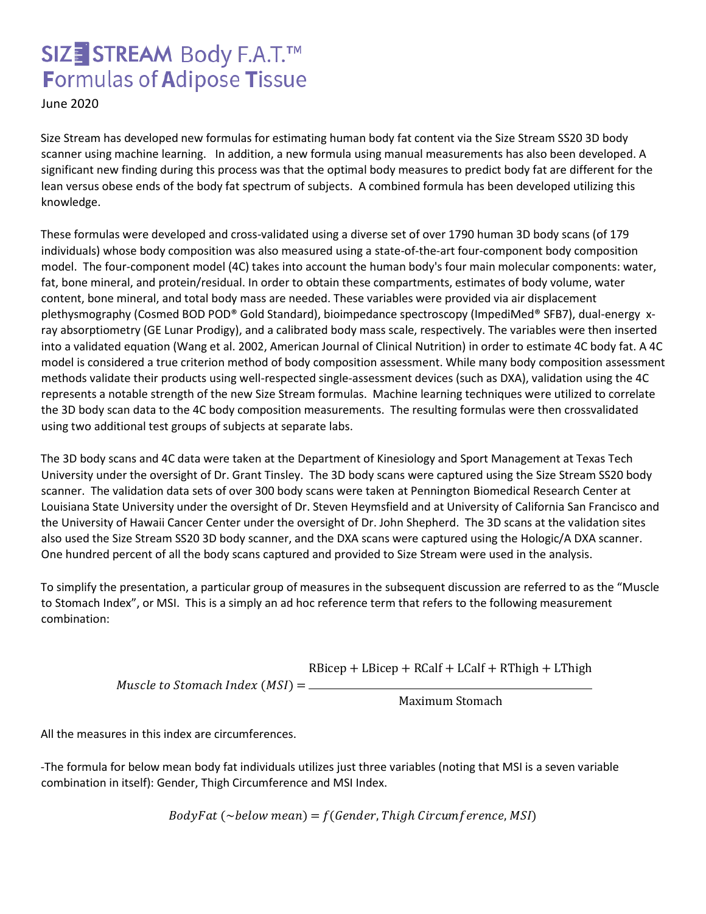# SIZE STREAM Body F.A.T.™ Formulas of Adipose Tissue

June 2020

Size Stream has developed new formulas for estimating human body fat content via the Size Stream SS20 3D body scanner using machine learning. In addition, a new formula using manual measurements has also been developed. A significant new finding during this process was that the optimal body measures to predict body fat are different for the lean versus obese ends of the body fat spectrum of subjects. A combined formula has been developed utilizing this knowledge.

These formulas were developed and cross-validated using a diverse set of over 1790 human 3D body scans (of 179 individuals) whose body composition was also measured using a state-of-the-art four-component body composition model. The four-component model (4C) takes into account the human body's four main molecular components: water, fat, bone mineral, and protein/residual. In order to obtain these compartments, estimates of body volume, water content, bone mineral, and total body mass are needed. These variables were provided via air displacement plethysmography (Cosmed BOD POD® Gold Standard), bioimpedance spectroscopy (ImpediMed® SFB7), dual-energy x-ray absorptiometry (GE Lunar Prodigy), and a calibrated body mass scale, respectively. The variables were then inserted into a validated equation (Wang et al. 2002, American Journal of Clinical Nutrition) in order to estimate 4C body fat. A 4C model is considered a true criterion method of body composition assessment. While many body composition assessment methods validate their products using well-respected single-assessment devices (such as DXA), validation using the 4C represents a notable strength of the new Size Stream formulas. Machine learning techniques were utilized to correlate the 3D body scan data to the 4C body composition measurements. The resulting formulas were then crossvalidated using two additional test groups of subjects at separate labs.

The 3D body scans and 4C data were taken at the Department of Kinesiology and Sport Management at Texas Tech University under the oversight of Dr. Grant Tinsley. The 3D body scans were captured using the Size Stream SS20 body scanner. The validation data sets of over 300 body scans were taken at Pennington Biomedical Research Center at Louisiana State University under the oversight of Dr. Steven Heymsfield and at University of California San Francisco and the University of Hawaii Cancer Center under the oversight of Dr. John Shepherd. The 3D scans at the validation sites also used the Size Stream SS20 3D body scanner, and the DXA scans were captured using the Hologic/A DXA scanner. One hundred percent of all the body scans captured and provided to Size Stream were used in the analysis.

To simplify the presentation, a particular group of measures in the subsequent discussion are referred to as the "Muscle to Stomach Index", or MSI. This is a simply an ad hoc reference term that refers to the following measurement combination:

$$Muscle\ to\ Stomach\ Index\ (MSI) = \frac{\text{RBicep} + \text{LBicep} + \text{RCalf} + \text{LCalf} + \text{RThigh} + \text{LThigh}}{\text{Maximum Stomach}}$$

All the measures in this index are circumferences.

-The formula for below mean body fat individuals utilizes just three variables (noting that MSI is a seven variable combination in itself): Gender, Thigh Circumference and MSI Index.

$$BodyFat\ (\sim below\ mean) = f(Gender, Thigh\ Circumference, MSI)$$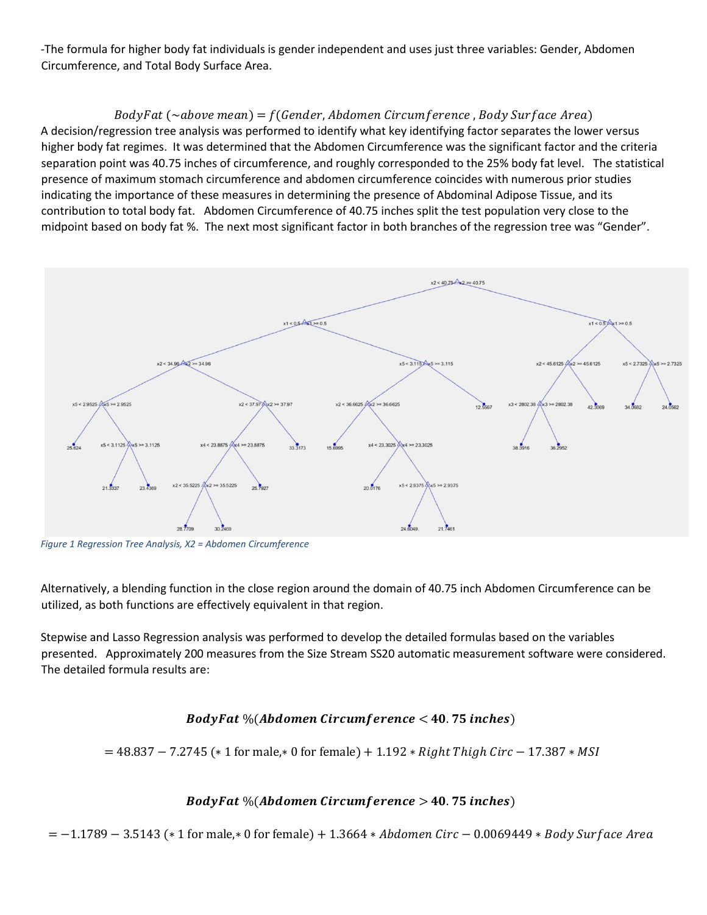-The formula for higher body fat individuals is gender independent and uses just three variables: Gender, Abdomen Circumference, and Total Body Surface Area.

$$BodyFat\ (\sim above\ mean) = f(Gender, Abdomen\ Circumference\ , Body\ Surface\ Area)$$

A decision/regression tree analysis was performed to identify what key identifying factor separates the lower versus higher body fat regimes. It was determined that the Abdomen Circumference was the significant factor and the criteria separation point was 40.75 inches of circumference, and roughly corresponded to the 25% body fat level. The statistical presence of maximum stomach circumference and abdomen circumference coincides with numerous prior studies indicating the importance of these measures in determining the presence of Abdominal Adipose Tissue, and its contribution to total body fat. Abdomen Circumference of 40.75 inches split the test population very close to the midpoint based on body fat %. The next most significant factor in both branches of the regression tree was "Gender".

*Figure 1 Regression Tree Analysis, X2 = Abdomen Circumference*

Alternatively, a blending function in the close region around the domain of 40.75 inch Abdomen Circumference can be utilized, as both functions are effectively equivalent in that region.

Stepwise and Lasso Regression analysis was performed to develop the detailed formulas based on the variables presented. Approximately 200 measures from the Size Stream SS20 automatic measurement software were considered. The detailed formula results are:

$$\boldsymbol{BodyFat\ \%(Abdomen\ Circumference < 40.75\ inches)}$$

$$= 48.837 - 7.2745\ (*\ 1\ \text{for male}, *\ 0\ \text{for female}) + 1.192 * Right\ Thigh\ Circ - 17.387 * MSI$$

$$\boldsymbol{BodyFat\ \%(Abdomen\ Circumference > 40.75\ inches)}$$

$$= -1.1789 - 3.5143\ (*\ 1\ \text{for male}, *\ 0\ \text{for female}) + 1.3664 * Abdomen\ Circ - 0.0069449 * Body\ Surface\ Area$$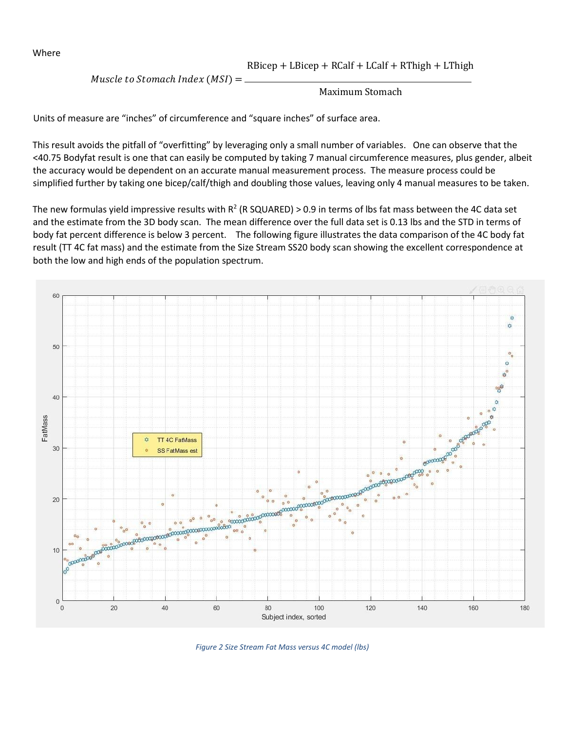Where

$$Muscle\ to\ Stomach\ Index\ (MSI) = \frac{\text{RBicep} + \text{LBicep} + \text{RCalf} + \text{LCalf} + \text{RThigh} + \text{LThigh}}{\text{Maximum Stomach}}$$

Units of measure are "inches" of circumference and "square inches" of surface area.

This result avoids the pitfall of "overfitting" by leveraging only a small number of variables. One can observe that the <40.75 Bodyfat result is one that can easily be computed by taking 7 manual circumference measures, plus gender, albeit the accuracy would be dependent on an accurate manual measurement process. The measure process could be simplified further by taking one bicep/calf/thigh and doubling those values, leaving only 4 manual measures to be taken.

The new formulas yield impressive results with $R^2$ (R SQUARED) > 0.9 in terms of lbs fat mass between the 4C data set and the estimate from the 3D body scan. The mean difference over the full data set is 0.13 lbs and the STD in terms of body fat percent difference is below 3 percent. The following figure illustrates the data comparison of the 4C body fat result (TT 4C fat mass) and the estimate from the Size Stream SS20 body scan showing the excellent correspondence at both the low and high ends of the population spectrum.

*Figure 2 Size Stream Fat Mass versus 4C model (lbs)*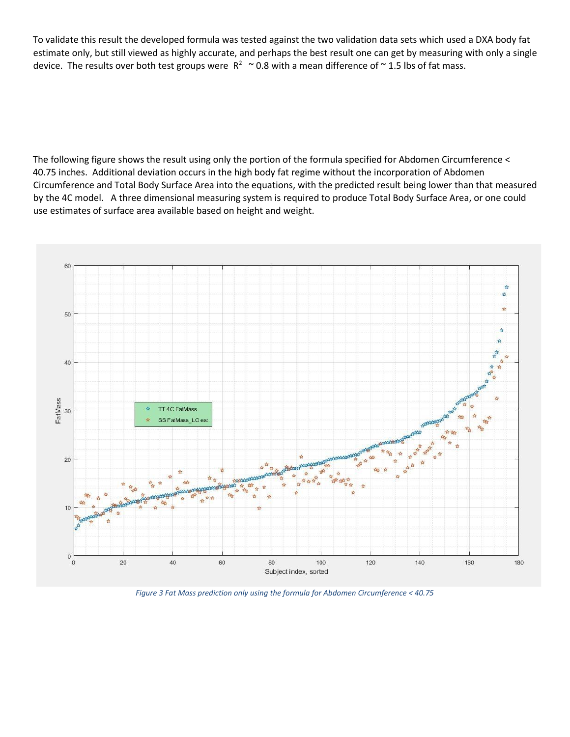To validate this result the developed formula was tested against the two validation data sets which used a DXA body fat estimate only, but still viewed as highly accurate, and perhaps the best result one can get by measuring with only a single device. The results over both test groups were $R^2$ ~ 0.8 with a mean difference of ~ 1.5 lbs of fat mass.

The following figure shows the result using only the portion of the formula specified for Abdomen Circumference < 40.75 inches. Additional deviation occurs in the high body fat regime without the incorporation of Abdomen Circumference and Total Body Surface Area into the equations, with the predicted result being lower than that measured by the 4C model. A three dimensional measuring system is required to produce Total Body Surface Area, or one could use estimates of surface area available based on height and weight.

*Figure 3 Fat Mass prediction only using the formula for Abdomen Circumference < 40.75*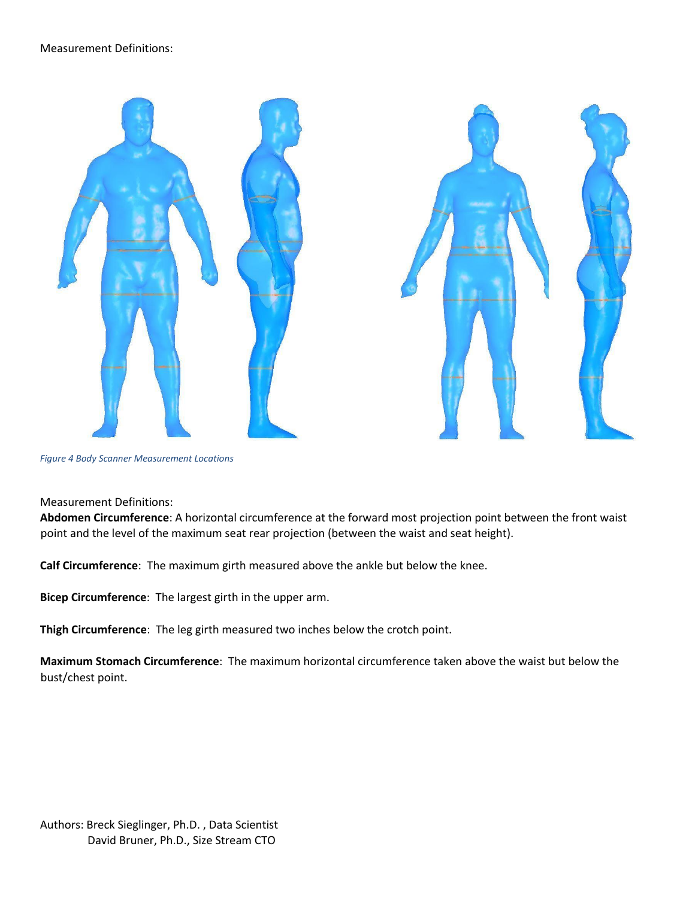Measurement Definitions:

*Figure 4 Body Scanner Measurement Locations*

Measurement Definitions:

**Abdomen Circumference**: A horizontal circumference at the forward most projection point between the front waist point and the level of the maximum seat rear projection (between the waist and seat height).

**Calf Circumference**: The maximum girth measured above the ankle but below the knee.

**Bicep Circumference**: The largest girth in the upper arm.

**Thigh Circumference**: The leg girth measured two inches below the crotch point.

**Maximum Stomach Circumference**: The maximum horizontal circumference taken above the waist but below the bust/chest point.

Authors: Breck Sieglinger, Ph.D. , Data Scientist
David Bruner, Ph.D., Size Stream CTO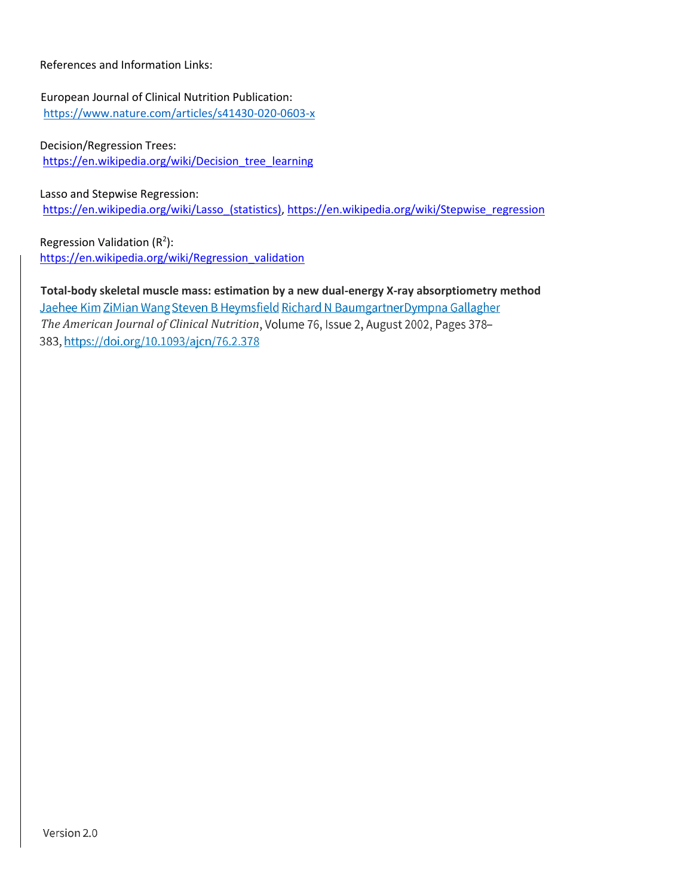References and Information Links:

European Journal of Clinical Nutrition Publication:
https://www.nature.com/articles/s41430-020-0603-x

Decision/Regression Trees:
https://en.wikipedia.org/wiki/Decision_tree_learning

Lasso and Stepwise Regression:
https://en.wikipedia.org/wiki/Lasso_(statistics), https://en.wikipedia.org/wiki/Stepwise_regression

Regression Validation ($R^2$):
https://en.wikipedia.org/wiki/Regression_validation

**Total-body skeletal muscle mass: estimation by a new dual-energy X-ray absorptiometry method**
Jaehee Kim ZiMian Wang Steven B Heymsfield Richard N Baumgartner Dympna Gallagher
*The American Journal of Clinical Nutrition*, Volume 76, Issue 2, August 2002, Pages 378–383, https://doi.org/10.1093/ajcn/76.2.378

Version 2.0